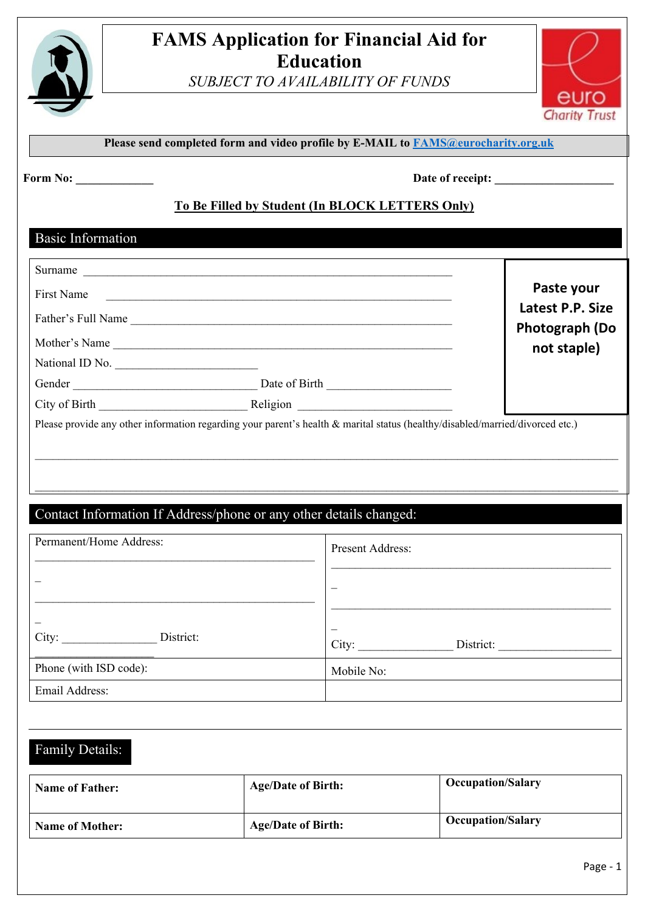# FAMS Application for Financial Aid for Education

*SUBJECT TO AVAILABILITY OF FUNDS*

euro Charity Trust

**Please send completed form and video profile by E-MAIL to FAMS@eurocharity.org.uk**

**Form No:** _____________ **Date of receipt:** ____________________

**To Be Filled by Student (In BLOCK LETTERS Only)**

## Basic Information

Surname ______________________________________________________________

First Name ___________________________________________________________

Father's Full Name ___________________________________________________

Mother's Name ______________________________________________________

National ID No. ________________________

Gender _______________________________ Date of Birth ____________________

City of Birth ________________________ Religion _________________________

**Paste your Latest P.P. Size Photograph (Do not staple)**

Please provide any other information regarding your parent's health & marital status (healthy/disabled/married/divorced etc.)

______________________________________________________________________________

______________________________________________________________________________

## Contact Information If Address/phone or any other details changed:

| Permanent/Home Address: ________________________________________________ _ ________________________________________________ _ City: _______________ District: ___________________ | Present Address: ________________________________________________ _ ________________________________________________ _ City: _______________ District: __________________ |
|---|---|
| Phone (with ISD code): | Mobile No: |
| Email Address: | |

## Family Details:

| **Name of Father:** | **Age/Date of Birth:** | **Occupation/Salary** |
|---|---|---|
| **Name of Mother:** | **Age/Date of Birth:** | **Occupation/Salary** |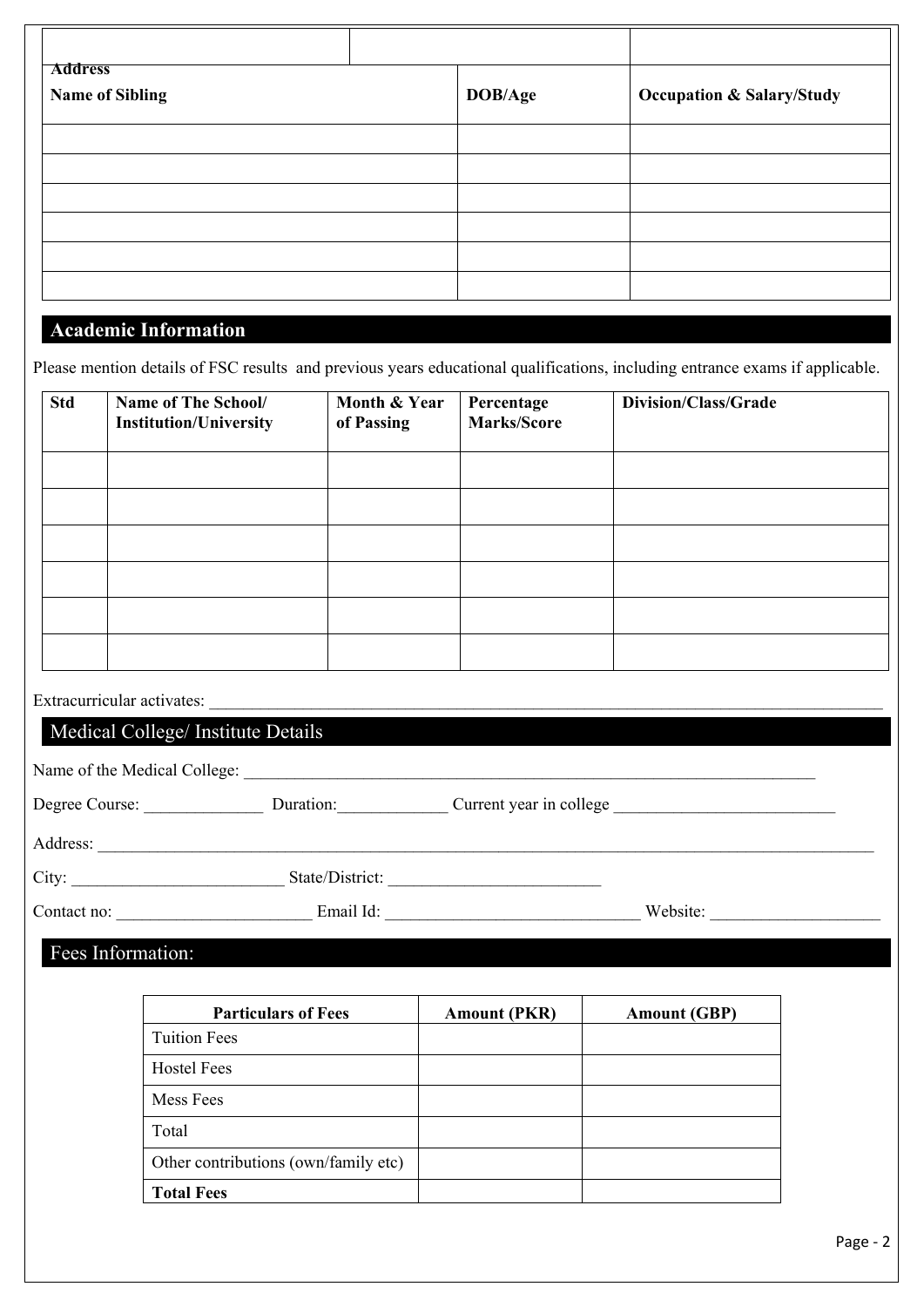| | | |
|---|---|---|
| Address | | |

| Name of Sibling | DOB/Age | Occupation & Salary/Study |
|---|---|---|
| | | |
| | | |
| | | |
| | | |
| | | |
| | | |

## Academic Information

Please mention details of FSC results and previous years educational qualifications, including entrance exams if applicable.

| Std | Name of The School/ Institution/University | Month & Year of Passing | Percentage Marks/Score | Division/Class/Grade |
|---|---|---|---|---|
| | | | | |
| | | | | |
| | | | | |
| | | | | |
| | | | | |
| | | | | |

Extracurricular activates: ____________________________________________________________________________

## Medical College/ Institute Details

Name of the Medical College: ______________________________________________________________________

Degree Course: ______________ Duration:_____________ Current year in college __________________________

Address: _____________________________________________________________________________________________

City: _________________________ State/District: _________________________

Contact no: _______________________ Email Id: ______________________________ Website: ____________________

## Fees Information:

| Particulars of Fees | Amount (PKR) | Amount (GBP) |
|---|---|---|
| Tuition Fees | | |
| Hostel Fees | | |
| Mess Fees | | |
| Total | | |
| Other contributions (own/family etc) | | |
| **Total Fees** | | |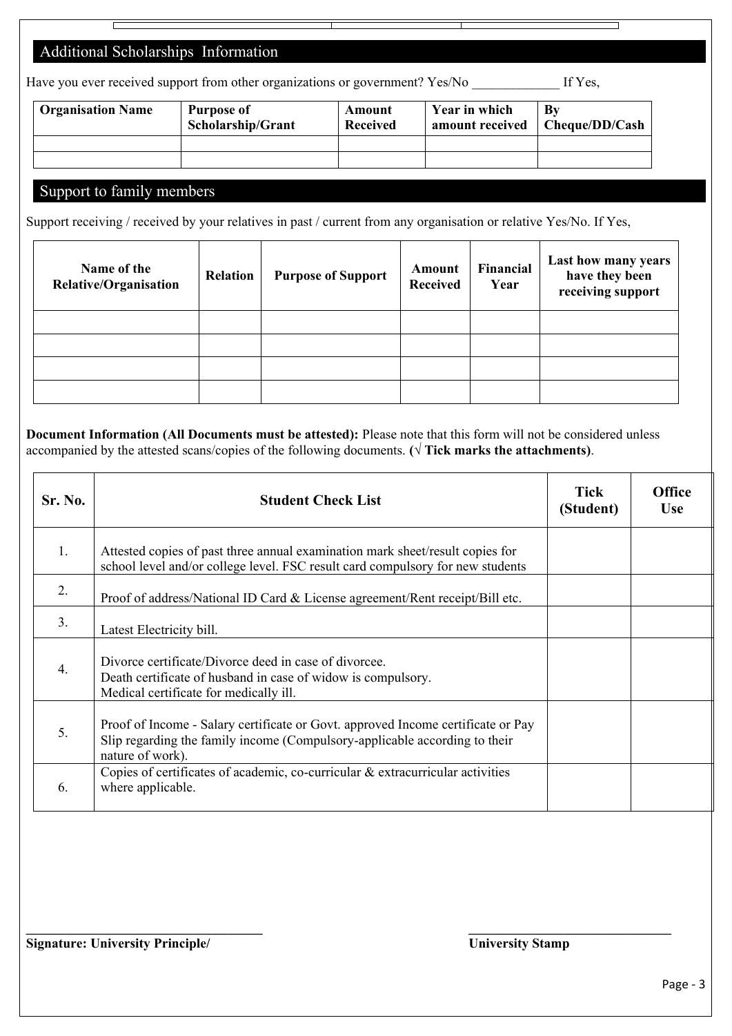## Additional Scholarships Information

Have you ever received support from other organizations or government? Yes/No _____________ If Yes,

| Organisation Name | Purpose of Scholarship/Grant | Amount Received | Year in which amount received | By Cheque/DD/Cash |
|---|---|---|---|---|
| | | | | |
| | | | | |

## Support to family members

Support receiving / received by your relatives in past / current from any organisation or relative Yes/No. If Yes,

| Name of the Relative/Organisation | Relation | Purpose of Support | Amount Received | Financial Year | Last how many years have they been receiving support |
|---|---|---|---|---|---|
| | | | | | |
| | | | | | |
| | | | | | |
| | | | | | |

**Document Information (All Documents must be attested):** Please note that this form will not be considered unless accompanied by the attested scans/copies of the following documents. **(√ Tick marks the attachments)**.

| Sr. No. | Student Check List | Tick (Student) | Office Use |
|---|---|---|---|
| 1. | Attested copies of past three annual examination mark sheet/result copies for school level and/or college level. FSC result card compulsory for new students | | |
| 2. | Proof of address/National ID Card & License agreement/Rent receipt/Bill etc. | | |
| 3. | Latest Electricity bill. | | |
| 4. | Divorce certificate/Divorce deed in case of divorcee.<br>Death certificate of husband in case of widow is compulsory.<br>Medical certificate for medically ill. | | |
| 5. | Proof of Income - Salary certificate or Govt. approved Income certificate or Pay Slip regarding the family income (Compulsory-applicable according to their nature of work). | | |
| 6. | Copies of certificates of academic, co-curricular & extracurricular activities where applicable. | | |

_______________________________ _______________________________

**Signature: University Principle/** **University Stamp**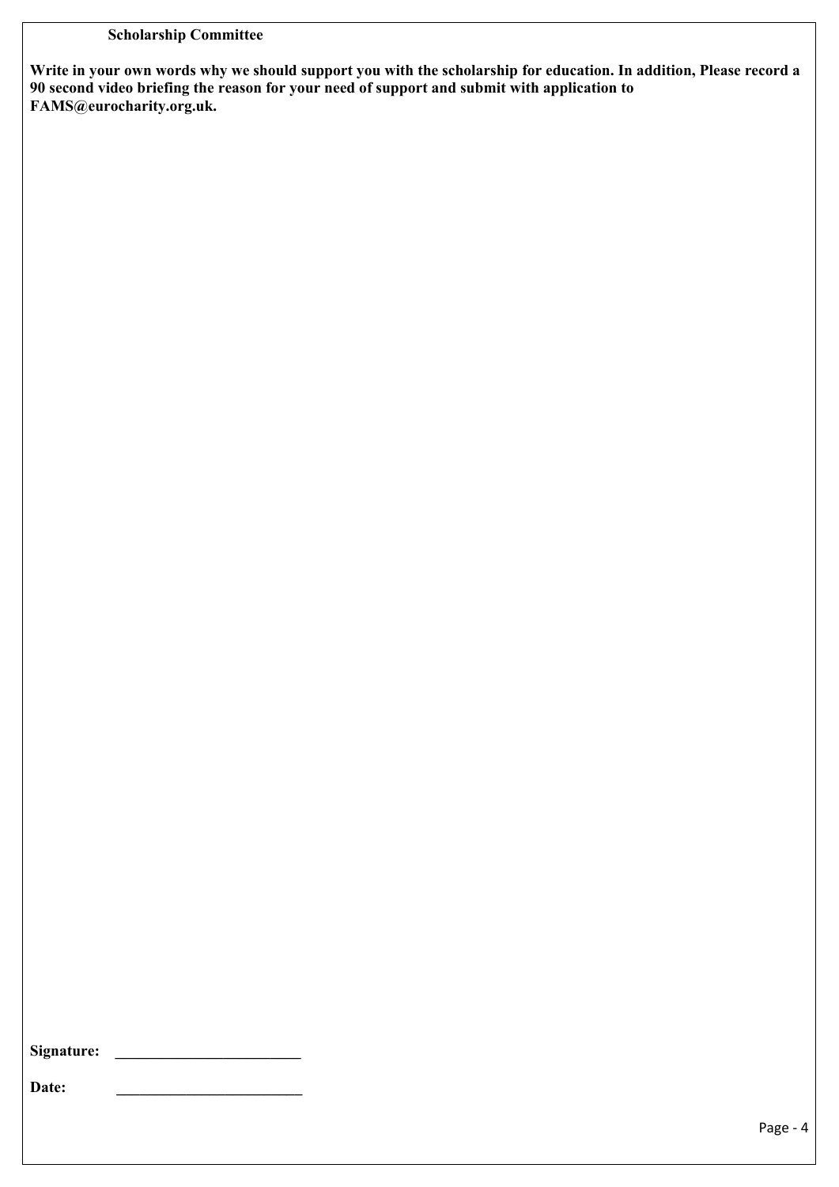**Scholarship Committee**

**Write in your own words why we should support you with the scholarship for education. In addition, Please record a 90 second video briefing the reason for your need of support and submit with application to FAMS@eurocharity.org.uk.**

**Signature:** ________________________

**Date:** ________________________